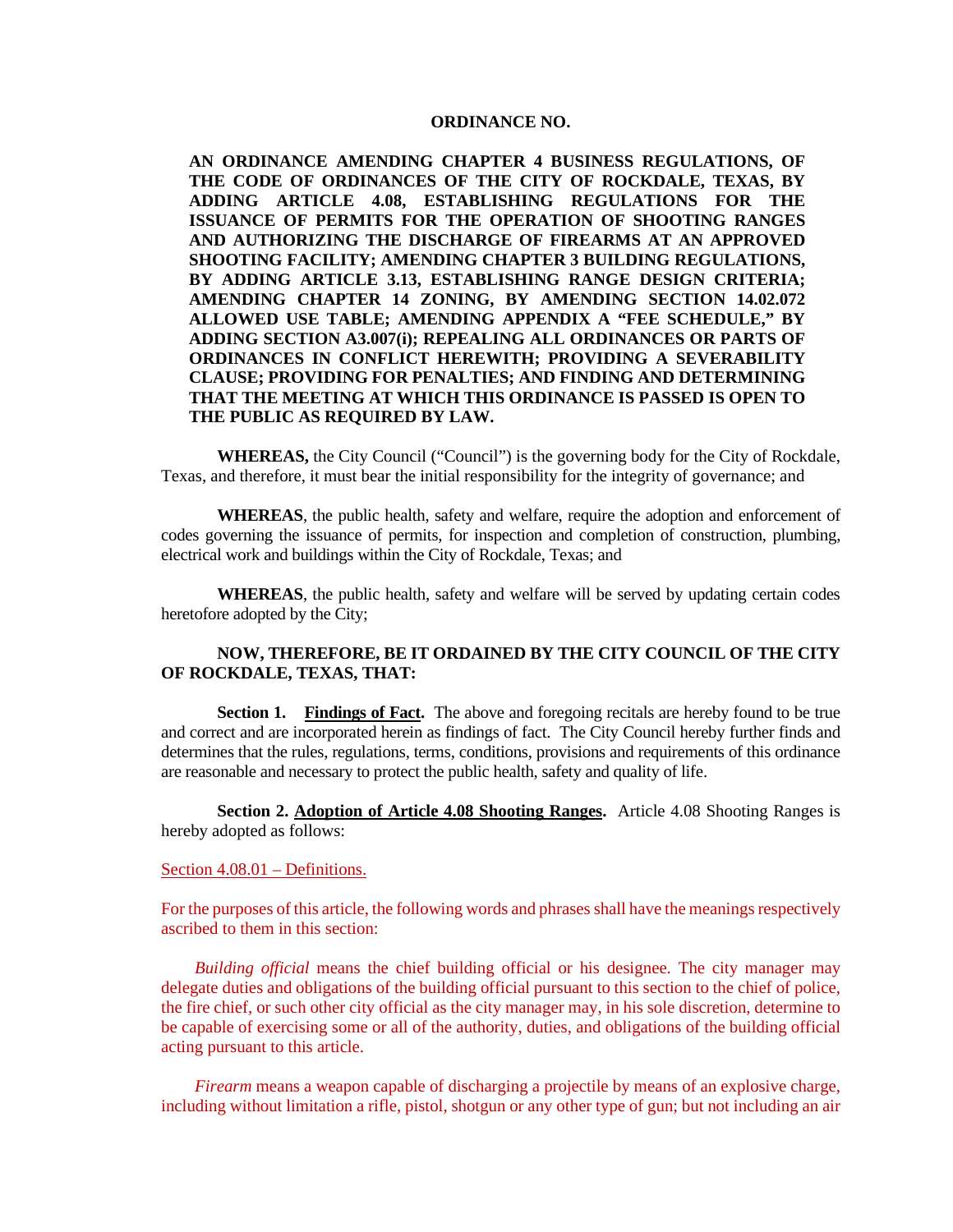**ORDINANCE NO.**

**AN ORDINANCE AMENDING CHAPTER 4 BUSINESS REGULATIONS, OF THE CODE OF ORDINANCES OF THE CITY OF ROCKDALE, TEXAS, BY ADDING ARTICLE 4.08, ESTABLISHING REGULATIONS FOR THE ISSUANCE OF PERMITS FOR THE OPERATION OF SHOOTING RANGES AND AUTHORIZING THE DISCHARGE OF FIREARMS AT AN APPROVED SHOOTING FACILITY; AMENDING CHAPTER 3 BUILDING REGULATIONS, BY ADDING ARTICLE 3.13, ESTABLISHING RANGE DESIGN CRITERIA; AMENDING CHAPTER 14 ZONING, BY AMENDING SECTION 14.02.072 ALLOWED USE TABLE; AMENDING APPENDIX A "FEE SCHEDULE," BY ADDING SECTION A3.007(i); REPEALING ALL ORDINANCES OR PARTS OF ORDINANCES IN CONFLICT HEREWITH; PROVIDING A SEVERABILITY CLAUSE; PROVIDING FOR PENALTIES; AND FINDING AND DETERMINING THAT THE MEETING AT WHICH THIS ORDINANCE IS PASSED IS OPEN TO THE PUBLIC AS REQUIRED BY LAW.**

**WHEREAS,** the City Council ("Council") is the governing body for the City of Rockdale, Texas, and therefore, it must bear the initial responsibility for the integrity of governance; and

**WHEREAS**, the public health, safety and welfare, require the adoption and enforcement of codes governing the issuance of permits, for inspection and completion of construction, plumbing, electrical work and buildings within the City of Rockdale, Texas; and

**WHEREAS**, the public health, safety and welfare will be served by updating certain codes heretofore adopted by the City;

**NOW, THEREFORE, BE IT ORDAINED BY THE CITY COUNCIL OF THE CITY OF ROCKDALE, TEXAS, THAT:**

**Section 1. Findings of Fact.** The above and foregoing recitals are hereby found to be true and correct and are incorporated herein as findings of fact. The City Council hereby further finds and determines that the rules, regulations, terms, conditions, provisions and requirements of this ordinance are reasonable and necessary to protect the public health, safety and quality of life.

**Section 2. Adoption of Article 4.08 Shooting Ranges.** Article 4.08 Shooting Ranges is hereby adopted as follows:

Section 4.08.01 – Definitions.

For the purposes of this article, the following words and phrases shall have the meanings respectively ascribed to them in this section:

*Building official* means the chief building official or his designee. The city manager may delegate duties and obligations of the building official pursuant to this section to the chief of police, the fire chief, or such other city official as the city manager may, in his sole discretion, determine to be capable of exercising some or all of the authority, duties, and obligations of the building official acting pursuant to this article.

*Firearm* means a weapon capable of discharging a projectile by means of an explosive charge, including without limitation a rifle, pistol, shotgun or any other type of gun; but not including an air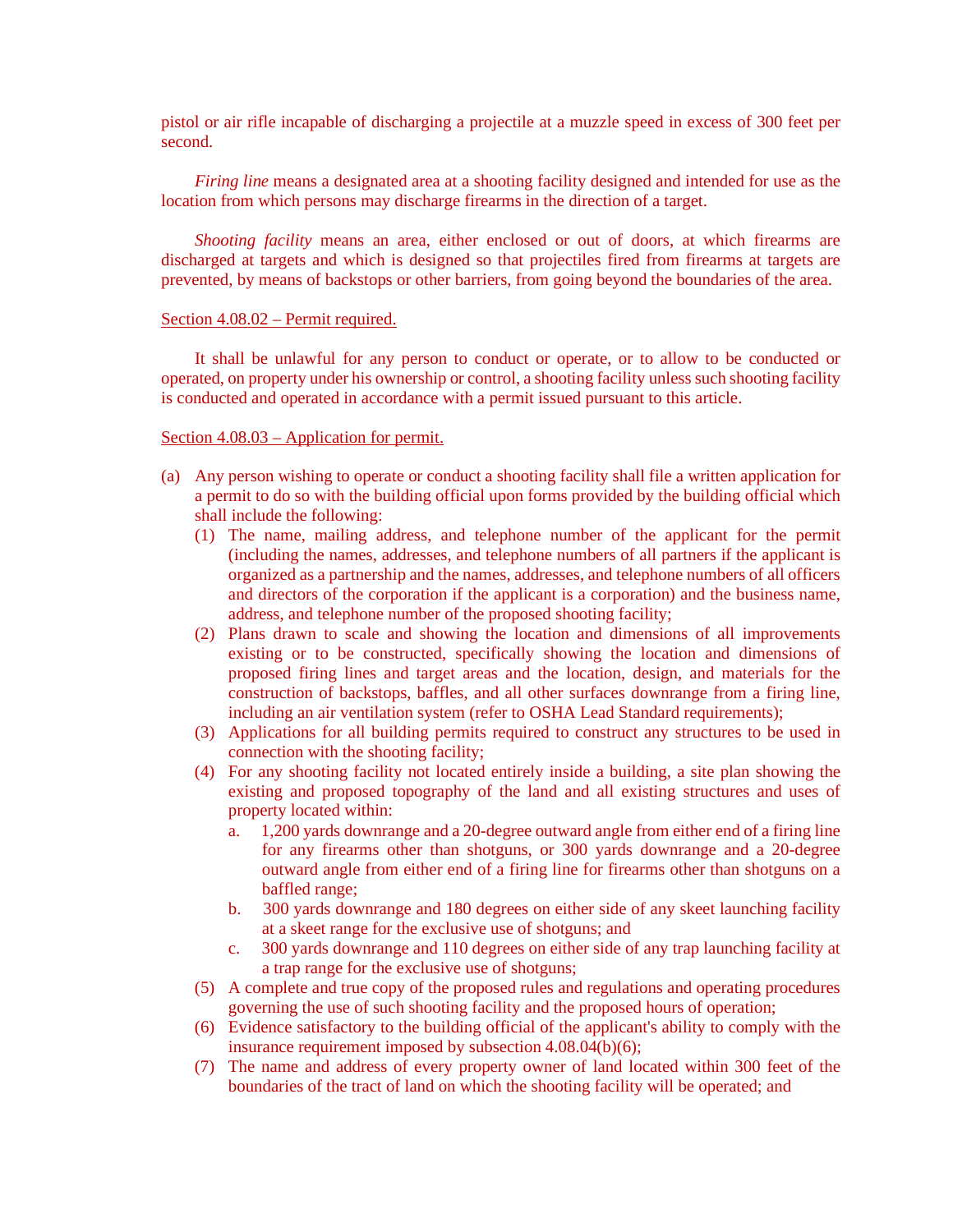pistol or air rifle incapable of discharging a projectile at a muzzle speed in excess of 300 feet per second.

*Firing line* means a designated area at a shooting facility designed and intended for use as the location from which persons may discharge firearms in the direction of a target.

*Shooting facility* means an area, either enclosed or out of doors, at which firearms are discharged at targets and which is designed so that projectiles fired from firearms at targets are prevented, by means of backstops or other barriers, from going beyond the boundaries of the area.

<u>Section 4.08.02 – Permit required.</u>

It shall be unlawful for any person to conduct or operate, or to allow to be conducted or operated, on property under his ownership or control, a shooting facility unless such shooting facility is conducted and operated in accordance with a permit issued pursuant to this article.

<u>Section 4.08.03 – Application for permit.</u>

(a) Any person wishing to operate or conduct a shooting facility shall file a written application for a permit to do so with the building official upon forms provided by the building official which shall include the following:
   (1) The name, mailing address, and telephone number of the applicant for the permit (including the names, addresses, and telephone numbers of all partners if the applicant is organized as a partnership and the names, addresses, and telephone numbers of all officers and directors of the corporation if the applicant is a corporation) and the business name, address, and telephone number of the proposed shooting facility;
   (2) Plans drawn to scale and showing the location and dimensions of all improvements existing or to be constructed, specifically showing the location and dimensions of proposed firing lines and target areas and the location, design, and materials for the construction of backstops, baffles, and all other surfaces downrange from a firing line, including an air ventilation system (refer to OSHA Lead Standard requirements);
   (3) Applications for all building permits required to construct any structures to be used in connection with the shooting facility;
   (4) For any shooting facility not located entirely inside a building, a site plan showing the existing and proposed topography of the land and all existing structures and uses of property located within:
      a. 1,200 yards downrange and a 20-degree outward angle from either end of a firing line for any firearms other than shotguns, or 300 yards downrange and a 20-degree outward angle from either end of a firing line for firearms other than shotguns on a baffled range;
      b. 300 yards downrange and 180 degrees on either side of any skeet launching facility at a skeet range for the exclusive use of shotguns; and
      c. 300 yards downrange and 110 degrees on either side of any trap launching facility at a trap range for the exclusive use of shotguns;
   (5) A complete and true copy of the proposed rules and regulations and operating procedures governing the use of such shooting facility and the proposed hours of operation;
   (6) Evidence satisfactory to the building official of the applicant's ability to comply with the insurance requirement imposed by subsection 4.08.04(b)(6);
   (7) The name and address of every property owner of land located within 300 feet of the boundaries of the tract of land on which the shooting facility will be operated; and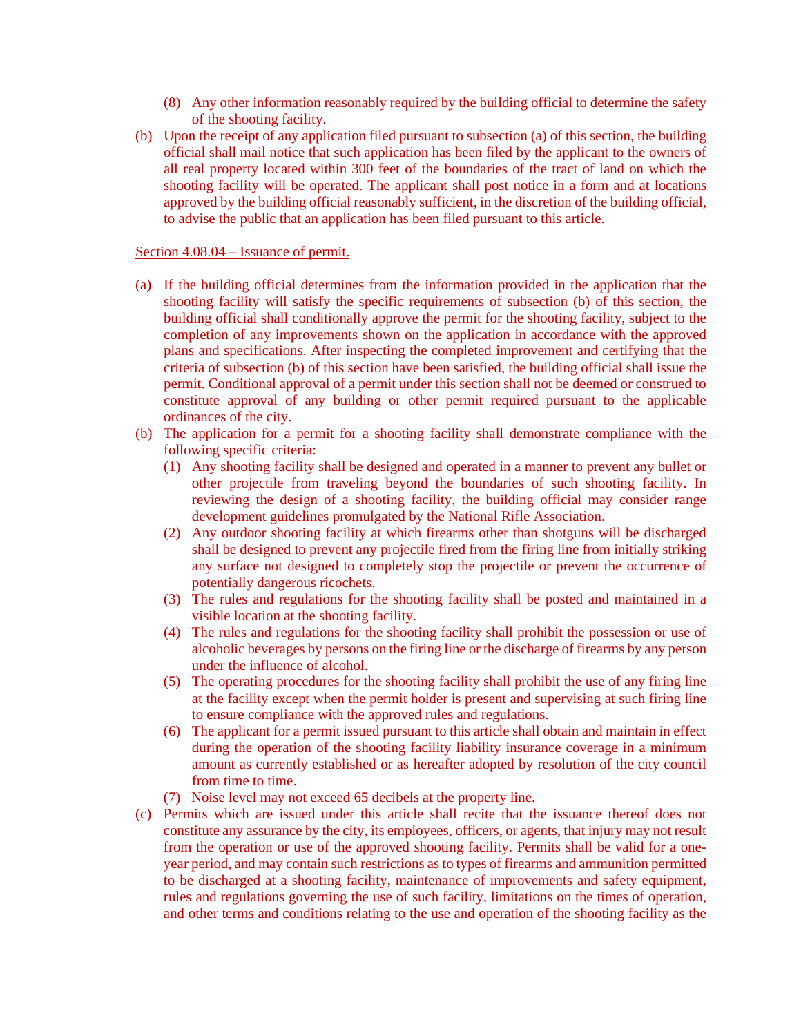(8) Any other information reasonably required by the building official to determine the safety of the shooting facility.

(b) Upon the receipt of any application filed pursuant to subsection (a) of this section, the building official shall mail notice that such application has been filed by the applicant to the owners of all real property located within 300 feet of the boundaries of the tract of land on which the shooting facility will be operated. The applicant shall post notice in a form and at locations approved by the building official reasonably sufficient, in the discretion of the building official, to advise the public that an application has been filed pursuant to this article.

Section 4.08.04 – Issuance of permit.

(a) If the building official determines from the information provided in the application that the shooting facility will satisfy the specific requirements of subsection (b) of this section, the building official shall conditionally approve the permit for the shooting facility, subject to the completion of any improvements shown on the application in accordance with the approved plans and specifications. After inspecting the completed improvement and certifying that the criteria of subsection (b) of this section have been satisfied, the building official shall issue the permit. Conditional approval of a permit under this section shall not be deemed or construed to constitute approval of any building or other permit required pursuant to the applicable ordinances of the city.

(b) The application for a permit for a shooting facility shall demonstrate compliance with the following specific criteria:

  (1) Any shooting facility shall be designed and operated in a manner to prevent any bullet or other projectile from traveling beyond the boundaries of such shooting facility. In reviewing the design of a shooting facility, the building official may consider range development guidelines promulgated by the National Rifle Association.

  (2) Any outdoor shooting facility at which firearms other than shotguns will be discharged shall be designed to prevent any projectile fired from the firing line from initially striking any surface not designed to completely stop the projectile or prevent the occurrence of potentially dangerous ricochets.

  (3) The rules and regulations for the shooting facility shall be posted and maintained in a visible location at the shooting facility.

  (4) The rules and regulations for the shooting facility shall prohibit the possession or use of alcoholic beverages by persons on the firing line or the discharge of firearms by any person under the influence of alcohol.

  (5) The operating procedures for the shooting facility shall prohibit the use of any firing line at the facility except when the permit holder is present and supervising at such firing line to ensure compliance with the approved rules and regulations.

  (6) The applicant for a permit issued pursuant to this article shall obtain and maintain in effect during the operation of the shooting facility liability insurance coverage in a minimum amount as currently established or as hereafter adopted by resolution of the city council from time to time.

  (7) Noise level may not exceed 65 decibels at the property line.

(c) Permits which are issued under this article shall recite that the issuance thereof does not constitute any assurance by the city, its employees, officers, or agents, that injury may not result from the operation or use of the approved shooting facility. Permits shall be valid for a one-year period, and may contain such restrictions as to types of firearms and ammunition permitted to be discharged at a shooting facility, maintenance of improvements and safety equipment, rules and regulations governing the use of such facility, limitations on the times of operation, and other terms and conditions relating to the use and operation of the shooting facility as the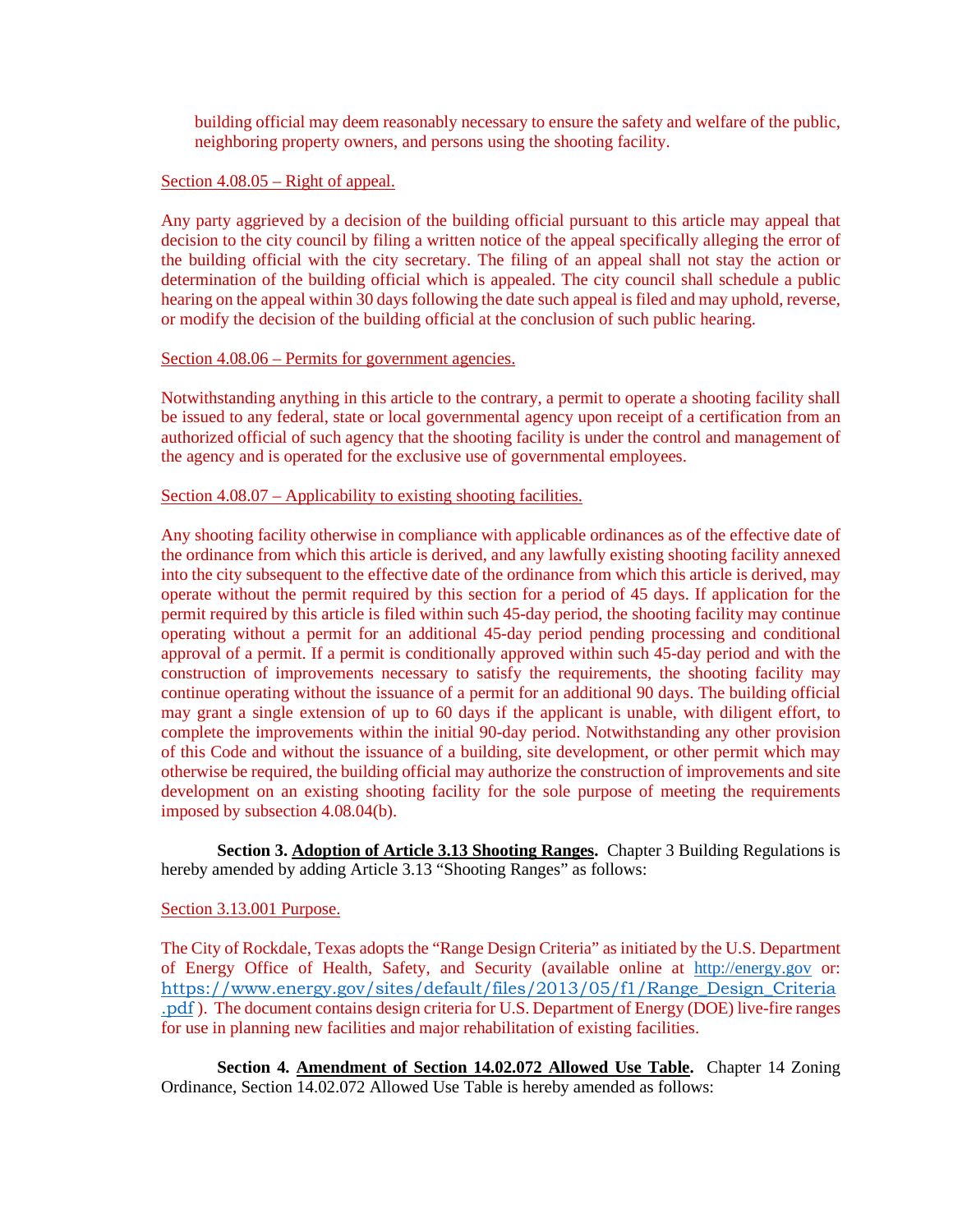building official may deem reasonably necessary to ensure the safety and welfare of the public, neighboring property owners, and persons using the shooting facility.

Section 4.08.05 – Right of appeal.

Any party aggrieved by a decision of the building official pursuant to this article may appeal that decision to the city council by filing a written notice of the appeal specifically alleging the error of the building official with the city secretary. The filing of an appeal shall not stay the action or determination of the building official which is appealed. The city council shall schedule a public hearing on the appeal within 30 days following the date such appeal is filed and may uphold, reverse, or modify the decision of the building official at the conclusion of such public hearing.

Section 4.08.06 – Permits for government agencies.

Notwithstanding anything in this article to the contrary, a permit to operate a shooting facility shall be issued to any federal, state or local governmental agency upon receipt of a certification from an authorized official of such agency that the shooting facility is under the control and management of the agency and is operated for the exclusive use of governmental employees.

Section 4.08.07 – Applicability to existing shooting facilities.

Any shooting facility otherwise in compliance with applicable ordinances as of the effective date of the ordinance from which this article is derived, and any lawfully existing shooting facility annexed into the city subsequent to the effective date of the ordinance from which this article is derived, may operate without the permit required by this section for a period of 45 days. If application for the permit required by this article is filed within such 45-day period, the shooting facility may continue operating without a permit for an additional 45-day period pending processing and conditional approval of a permit. If a permit is conditionally approved within such 45-day period and with the construction of improvements necessary to satisfy the requirements, the shooting facility may continue operating without the issuance of a permit for an additional 90 days. The building official may grant a single extension of up to 60 days if the applicant is unable, with diligent effort, to complete the improvements within the initial 90-day period. Notwithstanding any other provision of this Code and without the issuance of a building, site development, or other permit which may otherwise be required, the building official may authorize the construction of improvements and site development on an existing shooting facility for the sole purpose of meeting the requirements imposed by subsection 4.08.04(b).

**Section 3. Adoption of Article 3.13 Shooting Ranges.** Chapter 3 Building Regulations is hereby amended by adding Article 3.13 "Shooting Ranges" as follows:

Section 3.13.001 Purpose.

The City of Rockdale, Texas adopts the "Range Design Criteria" as initiated by the U.S. Department of Energy Office of Health, Safety, and Security (available online at http://energy.gov or: https://www.energy.gov/sites/default/files/2013/05/f1/Range_Design_Criteria.pdf ). The document contains design criteria for U.S. Department of Energy (DOE) live-fire ranges for use in planning new facilities and major rehabilitation of existing facilities.

**Section 4. Amendment of Section 14.02.072 Allowed Use Table.** Chapter 14 Zoning Ordinance, Section 14.02.072 Allowed Use Table is hereby amended as follows: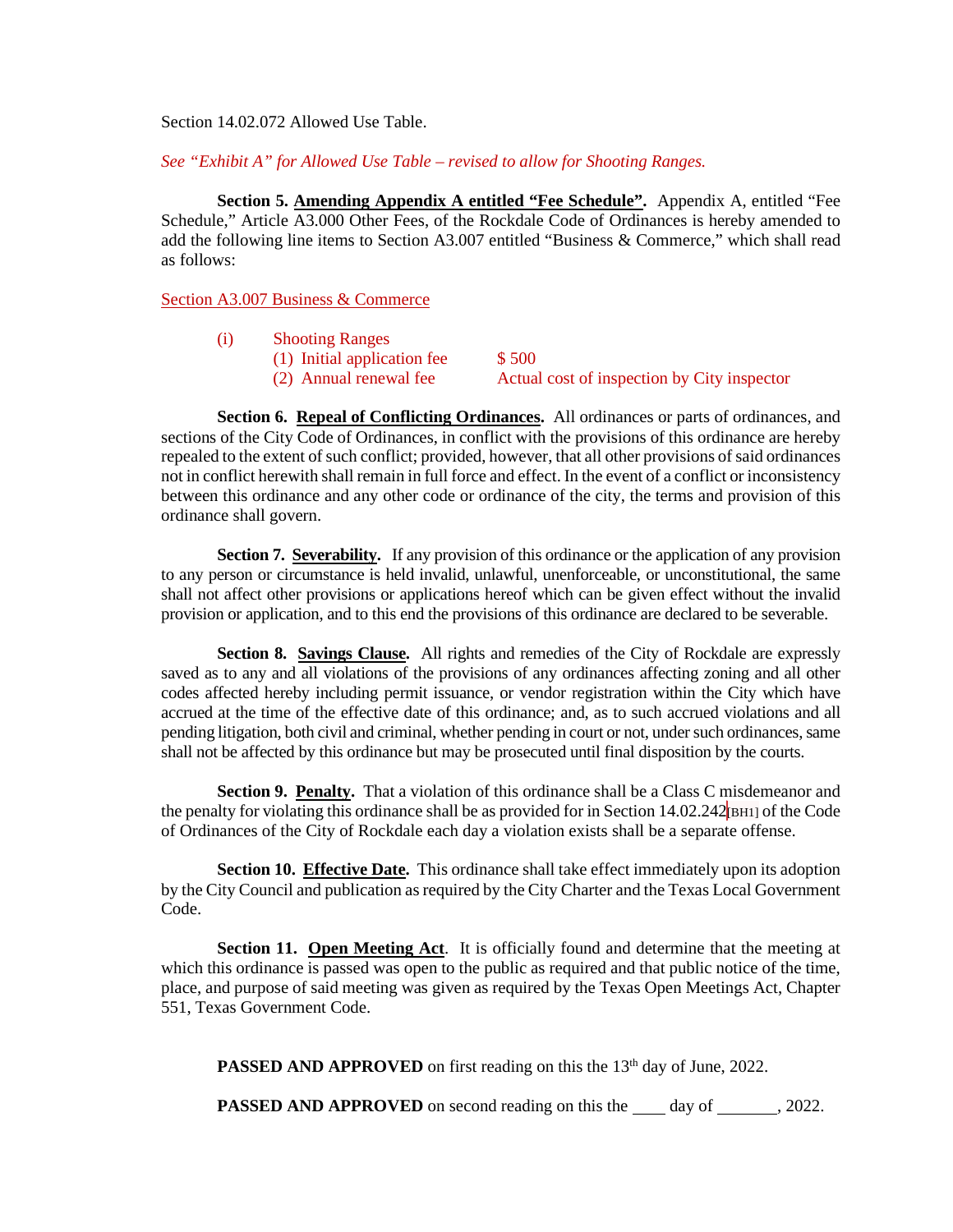Section 14.02.072 Allowed Use Table.

*See "Exhibit A" for Allowed Use Table – revised to allow for Shooting Ranges.*

**Section 5. Amending Appendix A entitled "Fee Schedule".** Appendix A, entitled "Fee Schedule," Article A3.000 Other Fees, of the Rockdale Code of Ordinances is hereby amended to add the following line items to Section A3.007 entitled "Business & Commerce," which shall read as follows:

Section A3.007 Business & Commerce

(i) Shooting Ranges
- (1) Initial application fee — $ 500
- (2) Annual renewal fee — Actual cost of inspection by City inspector

**Section 6. Repeal of Conflicting Ordinances.** All ordinances or parts of ordinances, and sections of the City Code of Ordinances, in conflict with the provisions of this ordinance are hereby repealed to the extent of such conflict; provided, however, that all other provisions of said ordinances not in conflict herewith shall remain in full force and effect. In the event of a conflict or inconsistency between this ordinance and any other code or ordinance of the city, the terms and provision of this ordinance shall govern.

**Section 7. Severability.** If any provision of this ordinance or the application of any provision to any person or circumstance is held invalid, unlawful, unenforceable, or unconstitutional, the same shall not affect other provisions or applications hereof which can be given effect without the invalid provision or application, and to this end the provisions of this ordinance are declared to be severable.

**Section 8. Savings Clause.** All rights and remedies of the City of Rockdale are expressly saved as to any and all violations of the provisions of any ordinances affecting zoning and all other codes affected hereby including permit issuance, or vendor registration within the City which have accrued at the time of the effective date of this ordinance; and, as to such accrued violations and all pending litigation, both civil and criminal, whether pending in court or not, under such ordinances, same shall not be affected by this ordinance but may be prosecuted until final disposition by the courts.

**Section 9. Penalty.** That a violation of this ordinance shall be a Class C misdemeanor and the penalty for violating this ordinance shall be as provided for in Section 14.02.242[BH1] of the Code of Ordinances of the City of Rockdale each day a violation exists shall be a separate offense.

**Section 10. Effective Date.** This ordinance shall take effect immediately upon its adoption by the City Council and publication as required by the City Charter and the Texas Local Government Code.

**Section 11. Open Meeting Act.** It is officially found and determine that the meeting at which this ordinance is passed was open to the public as required and that public notice of the time, place, and purpose of said meeting was given as required by the Texas Open Meetings Act, Chapter 551, Texas Government Code.

**PASSED AND APPROVED** on first reading on this the 13th day of June, 2022.

**PASSED AND APPROVED** on second reading on this the ____ day of _______, 2022.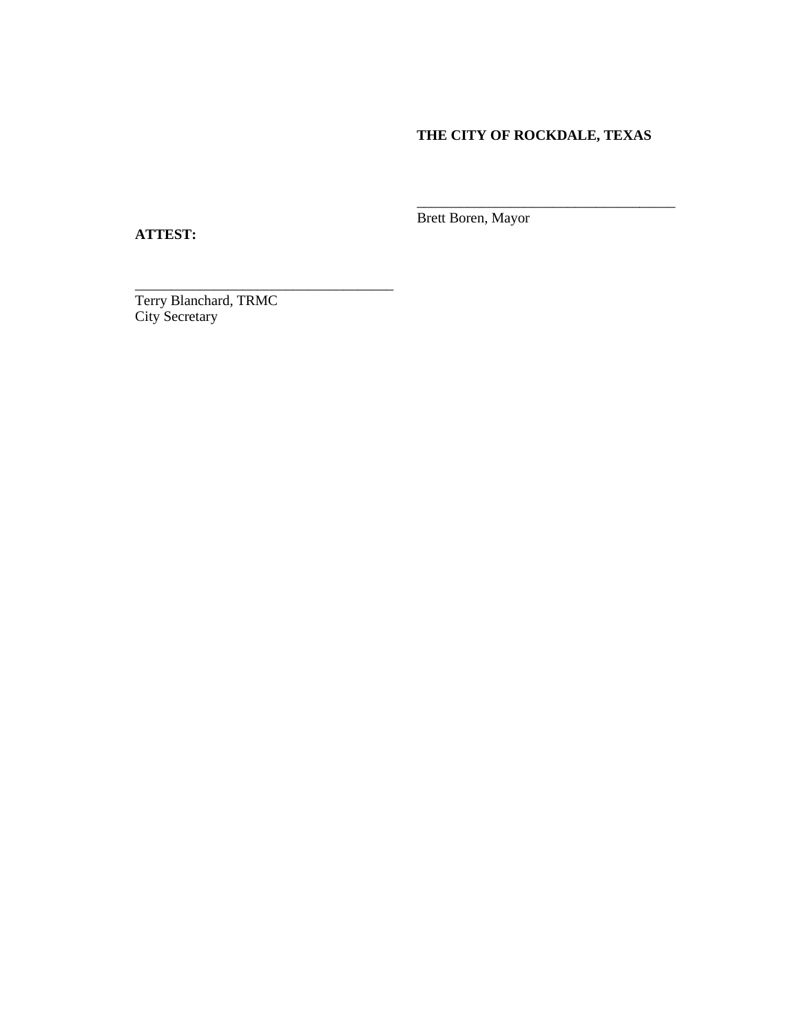**THE CITY OF ROCKDALE, TEXAS**

\_\_\_\_\_\_\_\_\_\_\_\_\_\_\_\_\_\_\_\_\_\_\_\_\_\_\_\_\_\_\_\_\_\_\_\_\_\_

Brett Boren, Mayor

**ATTEST:**

\_\_\_\_\_\_\_\_\_\_\_\_\_\_\_\_\_\_\_\_\_\_\_\_\_\_\_\_\_\_\_\_\_\_\_\_\_\_

Terry Blanchard, TRMC
City Secretary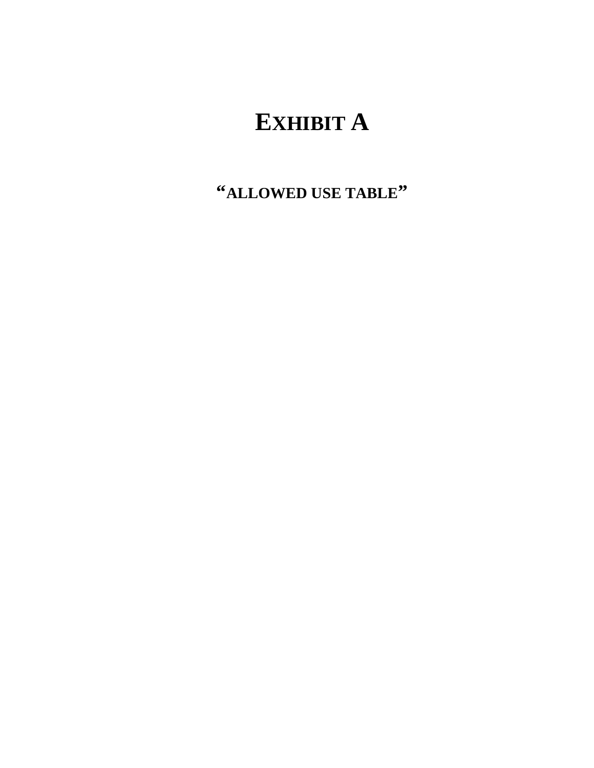# EXHIBIT A

## "ALLOWED USE TABLE"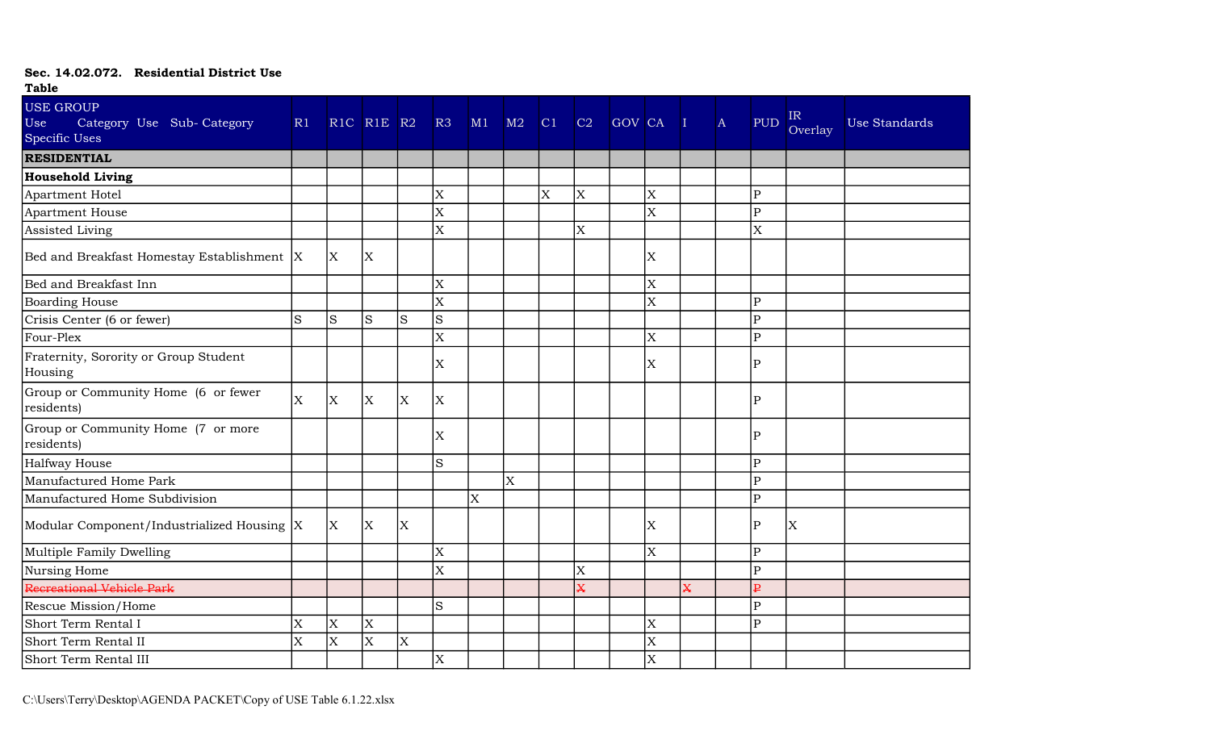**Sec. 14.02.072. Residential District Use Table**

| USE GROUP<br>Use Category Use Sub- Category<br>Specific Uses | R1 | R1C | R1E | R2 | R3 | M1 | M2 | C1 | C2 | GOV | CA | I | A | PUD | IR Overlay | Use Standards |
|---|---|---|---|---|---|---|---|---|---|---|---|---|---|---|---|---|
| **RESIDENTIAL** | | | | | | | | | | | | | | | | |
| **Household Living** | | | | | | | | | | | | | | | | |
| Apartment Hotel | | | | | X | | | X | X | | X | | | P | | |
| Apartment House | | | | | X | | | | | | X | | | P | | |
| Assisted Living | | | | | X | | | | X | | | | | X | | |
| Bed and Breakfast Homestay Establishment | X | X | X | | | | | | | | X | | | | | |
| Bed and Breakfast Inn | | | | | X | | | | | | X | | | | | |
| Boarding House | | | | | X | | | | | | X | | | P | | |
| Crisis Center (6 or fewer) | S | S | S | S | S | | | | | | | | | P | | |
| Four-Plex | | | | | X | | | | | | X | | | P | | |
| Fraternity, Sorority or Group Student Housing | | | | | X | | | | | | X | | | P | | |
| Group or Community Home (6 or fewer residents) | X | X | X | X | X | | | | | | | | | P | | |
| Group or Community Home (7 or more residents) | | | | | X | | | | | | | | | P | | |
| Halfway House | | | | | S | | | | | | | | | P | | |
| Manufactured Home Park | | | | | | | X | | | | | | | P | | |
| Manufactured Home Subdivision | | | | | | X | | | | | | | | P | | |
| Modular Component/Industrialized Housing | X | X | X | X | | | | | | | X | | | P | X | |
| Multiple Family Dwelling | | | | | X | | | | | | X | | | P | | |
| Nursing Home | | | | | X | | | | X | | | | | P | | |
| ~~Recreational Vehicle Park~~ | | | | | | | | | ~~X~~ | | | ~~X~~ | | ~~P~~ | | |
| Rescue Mission/Home | | | | | S | | | | | | | | | P | | |
| Short Term Rental I | X | X | X | | | | | | | | X | | | P | | |
| Short Term Rental II | X | X | X | X | | | | | | | X | | | | | |
| Short Term Rental III | | | | | X | | | | | | X | | | | | |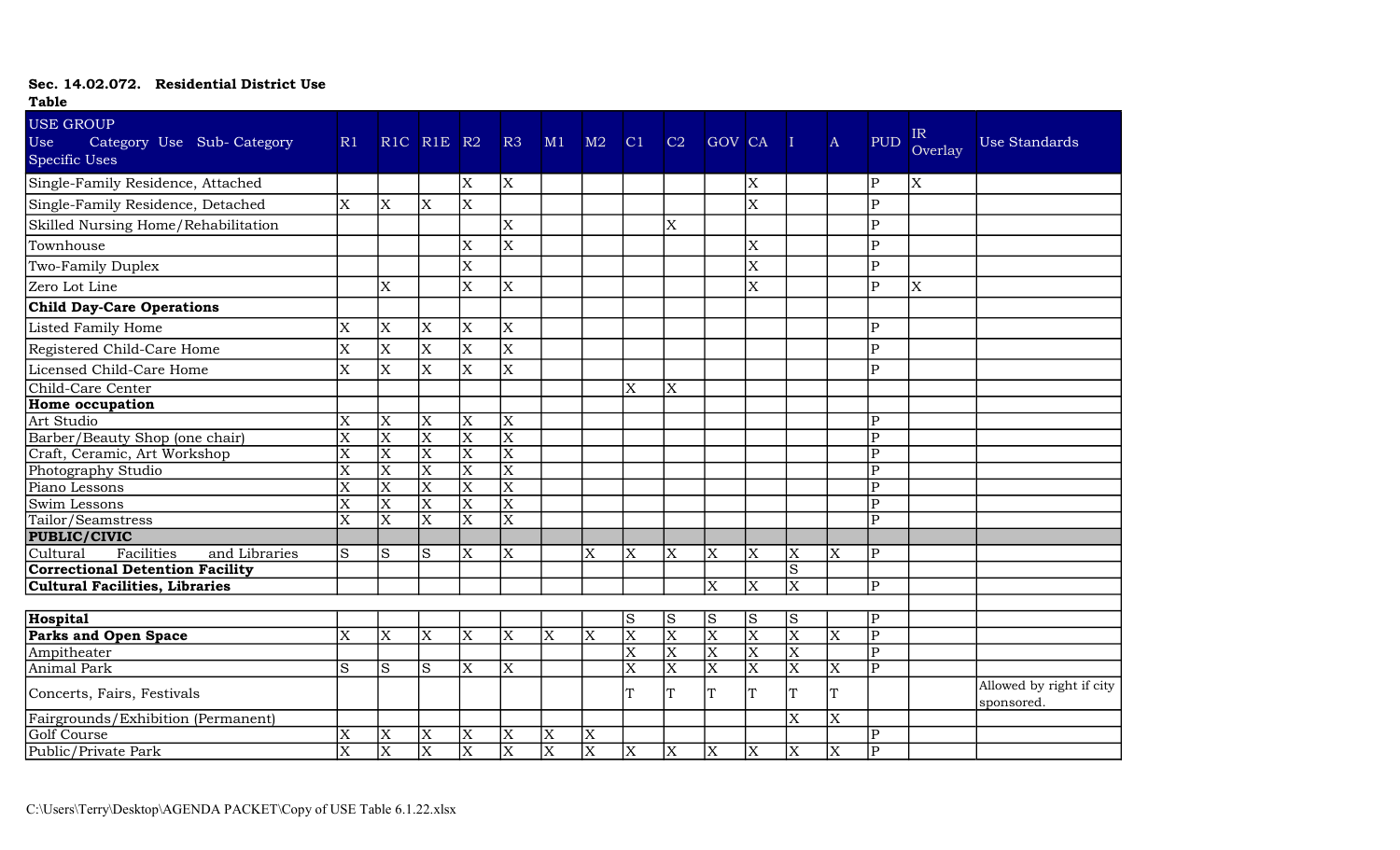**Sec. 14.02.072. Residential District Use Table**

| USE GROUP<br>Use Category Use Sub- Category<br>Specific Uses | R1 | R1C | R1E | R2 | R3 | M1 | M2 | C1 | C2 | GOV | CA | I | A | PUD | IR Overlay | Use Standards |
|---|---|---|---|---|---|---|---|---|---|---|---|---|---|---|---|---|
| Single-Family Residence, Attached | | | | X | X | | | | | | X | | | P | X | |
| Single-Family Residence, Detached | X | X | X | X | | | | | | | X | | | P | | |
| Skilled Nursing Home/Rehabilitation | | | | | X | | | | X | | | | | P | | |
| Townhouse | | | | X | X | | | | | | X | | | P | | |
| Two-Family Duplex | | | | X | | | | | | | X | | | P | | |
| Zero Lot Line | | X | | X | X | | | | | | X | | | P | X | |
| **Child Day-Care Operations** | | | | | | | | | | | | | | | | |
| Listed Family Home | X | X | X | X | X | | | | | | | | | P | | |
| Registered Child-Care Home | X | X | X | X | X | | | | | | | | | P | | |
| Licensed Child-Care Home | X | X | X | X | X | | | | | | | | | P | | |
| Child-Care Center | | | | | | | | X | X | | | | | | | |
| **Home occupation** | | | | | | | | | | | | | | | | |
| Art Studio | X | X | X | X | X | | | | | | | | | P | | |
| Barber/Beauty Shop (one chair) | X | X | X | X | X | | | | | | | | | P | | |
| Craft, Ceramic, Art Workshop | X | X | X | X | X | | | | | | | | | P | | |
| Photography Studio | X | X | X | X | X | | | | | | | | | P | | |
| Piano Lessons | X | X | X | X | X | | | | | | | | | P | | |
| Swim Lessons | X | X | X | X | X | | | | | | | | | P | | |
| Tailor/Seamstress | X | X | X | X | X | | | | | | | | | P | | |
| **PUBLIC/CIVIC** | | | | | | | | | | | | | | | | |
| Cultural Facilities and Libraries | S | S | S | X | X | | X | X | X | X | X | X | X | P | | |
| **Correctional Detention Facility** | | | | | | | | | | | | S | | | | |
| **Cultural Facilities, Libraries** | | | | | | | | | | X | X | X | | P | | |
| | | | | | | | | | | | | | | | | |
| **Hospital** | | | | | | | | S | S | S | S | S | | P | | |
| **Parks and Open Space** | X | X | X | X | X | X | X | X | X | X | X | X | X | P | | |
| Ampitheater | | | | | | | | X | X | X | X | X | | P | | |
| Animal Park | S | S | S | X | X | | | X | X | X | X | X | X | P | | |
| Concerts, Fairs, Festivals | | | | | | | | T | T | T | T | T | T | | | Allowed by right if city sponsored. |
| Fairgrounds/Exhibition (Permanent) | | | | | | | | | | | | X | X | | | |
| Golf Course | X | X | X | X | X | X | X | | | | | | | P | | |
| Public/Private Park | X | X | X | X | X | X | X | X | X | X | X | X | X | P | | |

C:\Users\Terry\Desktop\AGENDA PACKET\Copy of USE Table 6.1.22.xlsx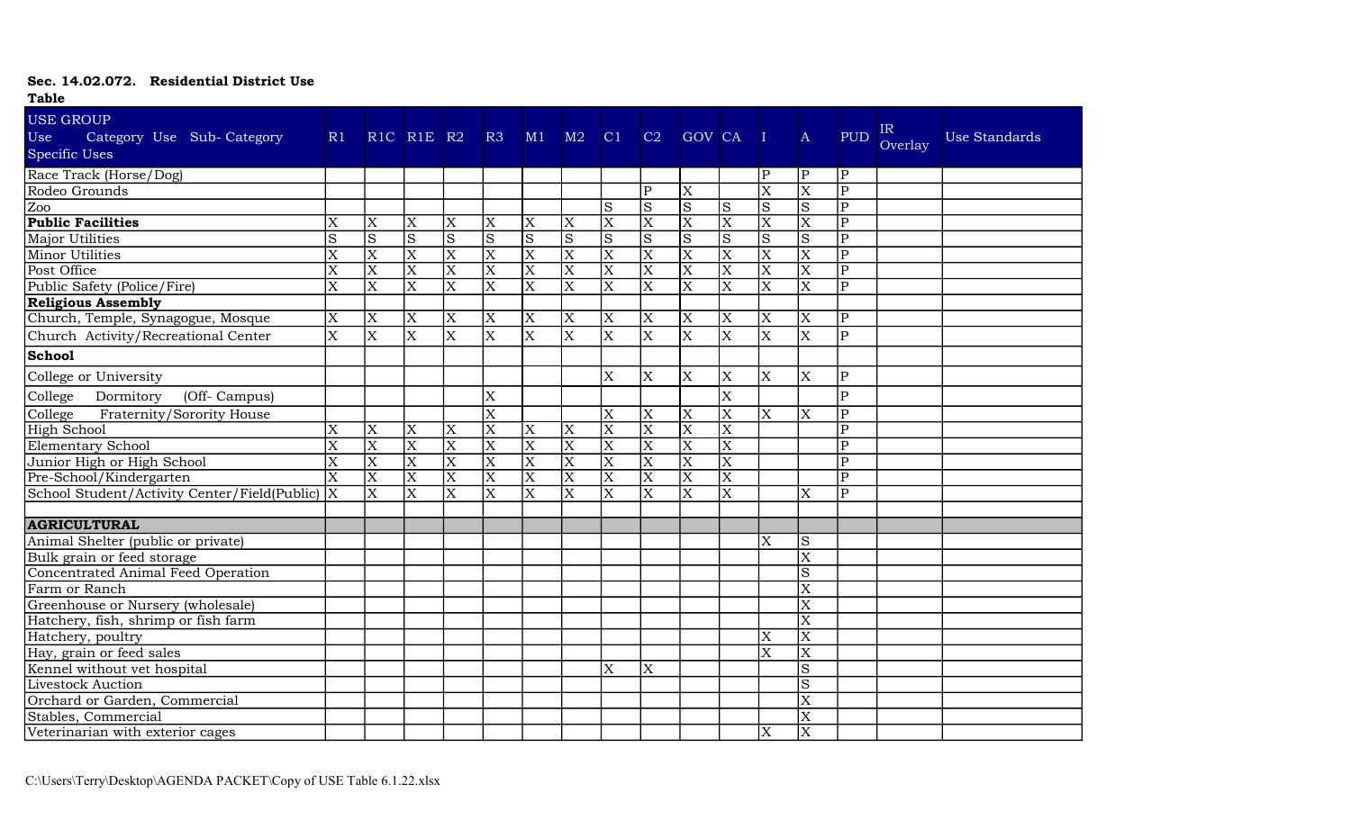**Sec. 14.02.072. Residential District Use Table**

| USE GROUP<br>Use Category Use Sub- Category<br>Specific Uses | R1 | R1C | R1E | R2 | R3 | M1 | M2 | C1 | C2 | GOV | CA | I | A | PUD | IR Overlay | Use Standards |
|---|---|---|---|---|---|---|---|---|---|---|---|---|---|---|---|---|
| Race Track (Horse/Dog) | | | | | | | | | | | | P | P | P | | |
| Rodeo Grounds | | | | | | | | | P | X | | X | X | P | | |
| Zoo | | | | | | | | S | S | S | S | S | S | P | | |
| **Public Facilities** | X | X | X | X | X | X | X | X | X | X | X | X | X | P | | |
| Major Utilities | S | S | S | S | S | S | S | S | S | S | S | S | S | P | | |
| Minor Utilities | X | X | X | X | X | X | X | X | X | X | X | X | X | P | | |
| Post Office | X | X | X | X | X | X | X | X | X | X | X | X | X | P | | |
| Public Safety (Police/Fire) | X | X | X | X | X | X | X | X | X | X | X | X | X | P | | |
| **Religious Assembly** | | | | | | | | | | | | | | | | |
| Church, Temple, Synagogue, Mosque | X | X | X | X | X | X | X | X | X | X | X | X | X | P | | |
| Church Activity/Recreational Center | X | X | X | X | X | X | X | X | X | X | X | X | X | P | | |
| **School** | | | | | | | | | | | | | | | | |
| College or University | | | | | | | | X | X | X | X | X | X | P | | |
| College Dormitory (Off- Campus) | | | | | X | | | | | | X | | | P | | |
| College Fraternity/Sorority House | | | | | X | | | X | X | X | X | X | X | P | | |
| High School | X | X | X | X | X | X | X | X | X | X | X | | | P | | |
| Elementary School | X | X | X | X | X | X | X | X | X | X | X | | | P | | |
| Junior High or High School | X | X | X | X | X | X | X | X | X | X | X | | | P | | |
| Pre-School/Kindergarten | X | X | X | X | X | X | X | X | X | X | X | | | P | | |
| School Student/Activity Center/Field(Public) | X | X | X | X | X | X | X | X | X | X | X | | X | P | | |
| | | | | | | | | | | | | | | | | |
| **AGRICULTURAL** | | | | | | | | | | | | | | | | |
| Animal Shelter (public or private) | | | | | | | | | | | | X | S | | | |
| Bulk grain or feed storage | | | | | | | | | | | | | X | | | |
| Concentrated Animal Feed Operation | | | | | | | | | | | | | S | | | |
| Farm or Ranch | | | | | | | | | | | | | X | | | |
| Greenhouse or Nursery (wholesale) | | | | | | | | | | | | | X | | | |
| Hatchery, fish, shrimp or fish farm | | | | | | | | | | | | | X | | | |
| Hatchery, poultry | | | | | | | | | | | | X | X | | | |
| Hay, grain or feed sales | | | | | | | | | | | | X | X | | | |
| Kennel without vet hospital | | | | | | | | X | X | | | | S | | | |
| Livestock Auction | | | | | | | | | | | | | S | | | |
| Orchard or Garden, Commercial | | | | | | | | | | | | | X | | | |
| Stables, Commercial | | | | | | | | | | | | | X | | | |
| Veterinarian with exterior cages | | | | | | | | | | | | X | X | | | |

C:\Users\Terry\Desktop\AGENDA PACKET\Copy of USE Table 6.1.22.xlsx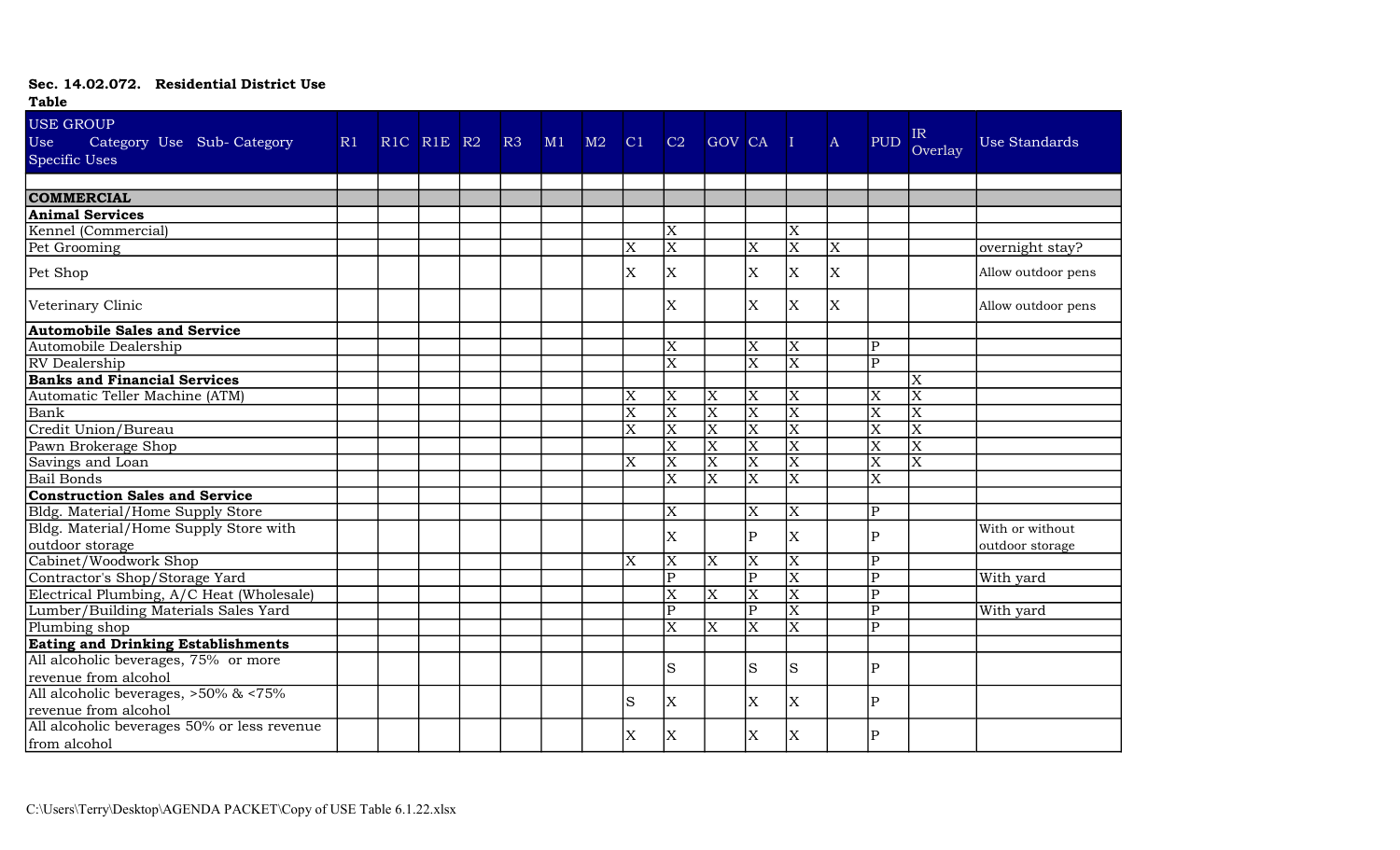**Sec. 14.02.072. Residential District Use Table**

| USE GROUP<br>Use Category Use Sub- Category<br>Specific Uses | R1 | R1C | R1E | R2 | R3 | M1 | M2 | C1 | C2 | GOV | CA | I | A | PUD | IR Overlay | Use Standards |
|---|---|---|---|---|---|---|---|---|---|---|---|---|---|---|---|---|
| **COMMERCIAL** | | | | | | | | | | | | | | | | |
| **Animal Services** | | | | | | | | | | | | | | | | |
| Kennel (Commercial) | | | | | | | | | X | | | X | | | | |
| Pet Grooming | | | | | | | | X | X | | X | X | X | | | overnight stay? |
| Pet Shop | | | | | | | | X | X | | X | X | X | | | Allow outdoor pens |
| Veterinary Clinic | | | | | | | | | X | | X | X | X | | | Allow outdoor pens |
| **Automobile Sales and Service** | | | | | | | | | | | | | | | | |
| Automobile Dealership | | | | | | | | | X | | X | X | | P | | |
| RV Dealership | | | | | | | | | X | | X | X | | P | | |
| **Banks and Financial Services** | | | | | | | | | | | | | | | X | |
| Automatic Teller Machine (ATM) | | | | | | | | X | X | X | X | X | | X | X | |
| Bank | | | | | | | | X | X | X | X | X | | X | X | |
| Credit Union/Bureau | | | | | | | | X | X | X | X | X | | X | X | |
| Pawn Brokerage Shop | | | | | | | | | X | X | X | X | | X | X | |
| Savings and Loan | | | | | | | | X | X | X | X | X | | X | X | |
| Bail Bonds | | | | | | | | | X | X | X | X | | X | | |
| **Construction Sales and Service** | | | | | | | | | | | | | | | | |
| Bldg. Material/Home Supply Store | | | | | | | | | X | | X | X | | P | | |
| Bldg. Material/Home Supply Store with outdoor storage | | | | | | | | | X | | P | X | | P | | With or without outdoor storage |
| Cabinet/Woodwork Shop | | | | | | | | X | X | X | X | X | | P | | |
| Contractor's Shop/Storage Yard | | | | | | | | | P | | P | X | | P | | With yard |
| Electrical Plumbing, A/C Heat (Wholesale) | | | | | | | | | X | X | X | X | | P | | |
| Lumber/Building Materials Sales Yard | | | | | | | | | P | | P | X | | P | | With yard |
| Plumbing shop | | | | | | | | | X | X | X | X | | P | | |
| **Eating and Drinking Establishments** | | | | | | | | | | | | | | | | |
| All alcoholic beverages, 75% or more revenue from alcohol | | | | | | | | | S | | S | S | | P | | |
| All alcoholic beverages, >50% & <75% revenue from alcohol | | | | | | | | S | X | | X | X | | P | | |
| All alcoholic beverages 50% or less revenue from alcohol | | | | | | | | X | X | | X | X | | P | | |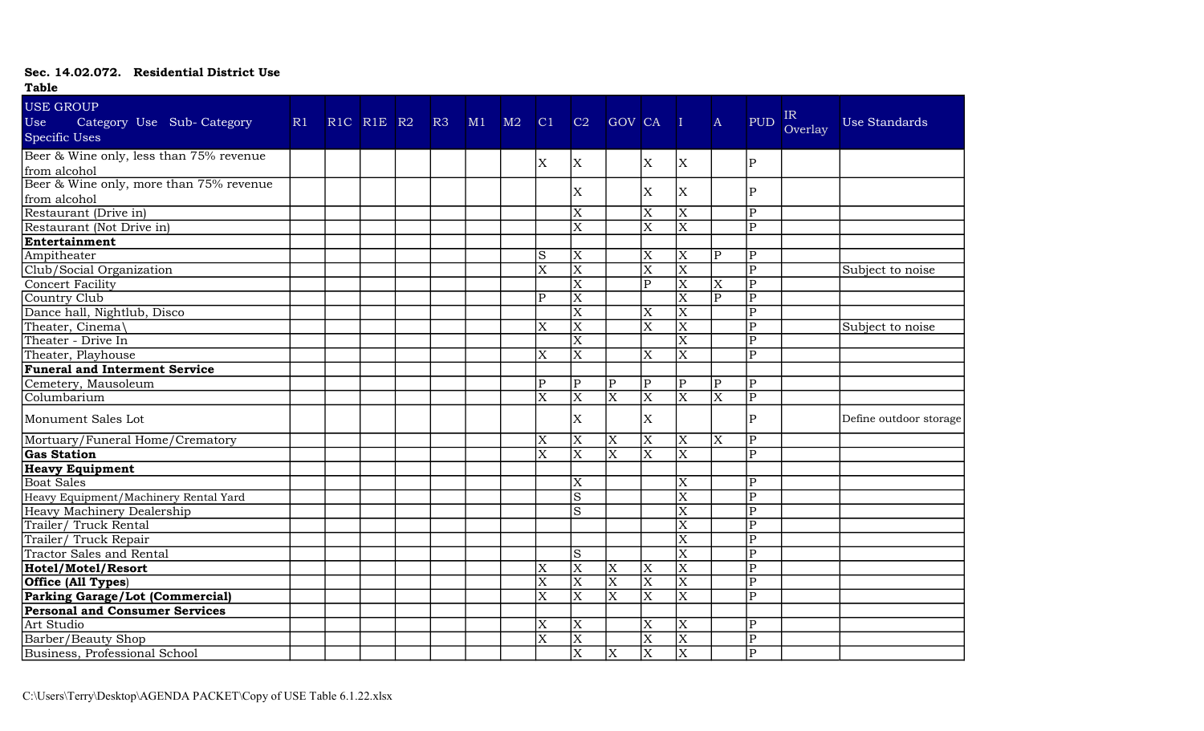**Sec. 14.02.072. Residential District Use Table**

| USE GROUP Use Category Use Sub- Category Specific Uses | R1 | R1C | R1E | R2 | R3 | M1 | M2 | C1 | C2 | GOV | CA | I | A | PUD | IR Overlay | Use Standards |
|---|---|---|---|---|---|---|---|---|---|---|---|---|---|---|---|---|
| Beer & Wine only, less than 75% revenue from alcohol | | | | | | | | X | X | | X | X | | P | | |
| Beer & Wine only, more than 75% revenue from alcohol | | | | | | | | | X | | X | X | | P | | |
| Restaurant (Drive in) | | | | | | | | | X | | X | X | | P | | |
| Restaurant (Not Drive in) | | | | | | | | | X | | X | X | | P | | |
| **Entertainment** | | | | | | | | | | | | | | | | |
| Ampitheater | | | | | | | | S | X | | X | X | P | P | | |
| Club/Social Organization | | | | | | | | X | X | | X | X | | P | | Subject to noise |
| Concert Facility | | | | | | | | | X | | P | X | X | P | | |
| Country Club | | | | | | | | P | X | | | X | P | P | | |
| Dance hall, Nightlub, Disco | | | | | | | | | X | | X | X | | P | | |
| Theater, Cinema\ | | | | | | | | X | X | | X | X | | P | | Subject to noise |
| Theater - Drive In | | | | | | | | | X | | | X | | P | | |
| Theater, Playhouse | | | | | | | | X | X | | X | X | | P | | |
| **Funeral and Interment Service** | | | | | | | | | | | | | | | | |
| Cemetery, Mausoleum | | | | | | | | P | P | P | P | P | P | P | | |
| Columbarium | | | | | | | | X | X | X | X | X | X | P | | |
| Monument Sales Lot | | | | | | | | | X | | X | | | P | | Define outdoor storage |
| Mortuary/Funeral Home/Crematory | | | | | | | | X | X | X | X | X | X | P | | |
| **Gas Station** | | | | | | | | X | X | X | X | X | | P | | |
| **Heavy Equipment** | | | | | | | | | | | | | | | | |
| Boat Sales | | | | | | | | | X | | | X | | P | | |
| Heavy Equipment/Machinery Rental Yard | | | | | | | | | S | | | X | | P | | |
| Heavy Machinery Dealership | | | | | | | | | S | | | X | | P | | |
| Trailer/ Truck Rental | | | | | | | | | | | | X | | P | | |
| Trailer/ Truck Repair | | | | | | | | | | | | X | | P | | |
| Tractor Sales and Rental | | | | | | | | | S | | | X | | P | | |
| **Hotel/Motel/Resort** | | | | | | | | X | X | X | X | X | | P | | |
| **Office (All Types)** | | | | | | | | X | X | X | X | X | | P | | |
| **Parking Garage/Lot (Commercial)** | | | | | | | | X | X | X | X | X | | P | | |
| **Personal and Consumer Services** | | | | | | | | | | | | | | | | |
| Art Studio | | | | | | | | X | X | | X | X | | P | | |
| Barber/Beauty Shop | | | | | | | | X | X | | X | X | | P | | |
| Business, Professional School | | | | | | | | | X | X | X | X | | P | | |

C:\Users\Terry\Desktop\AGENDA PACKET\Copy of USE Table 6.1.22.xlsx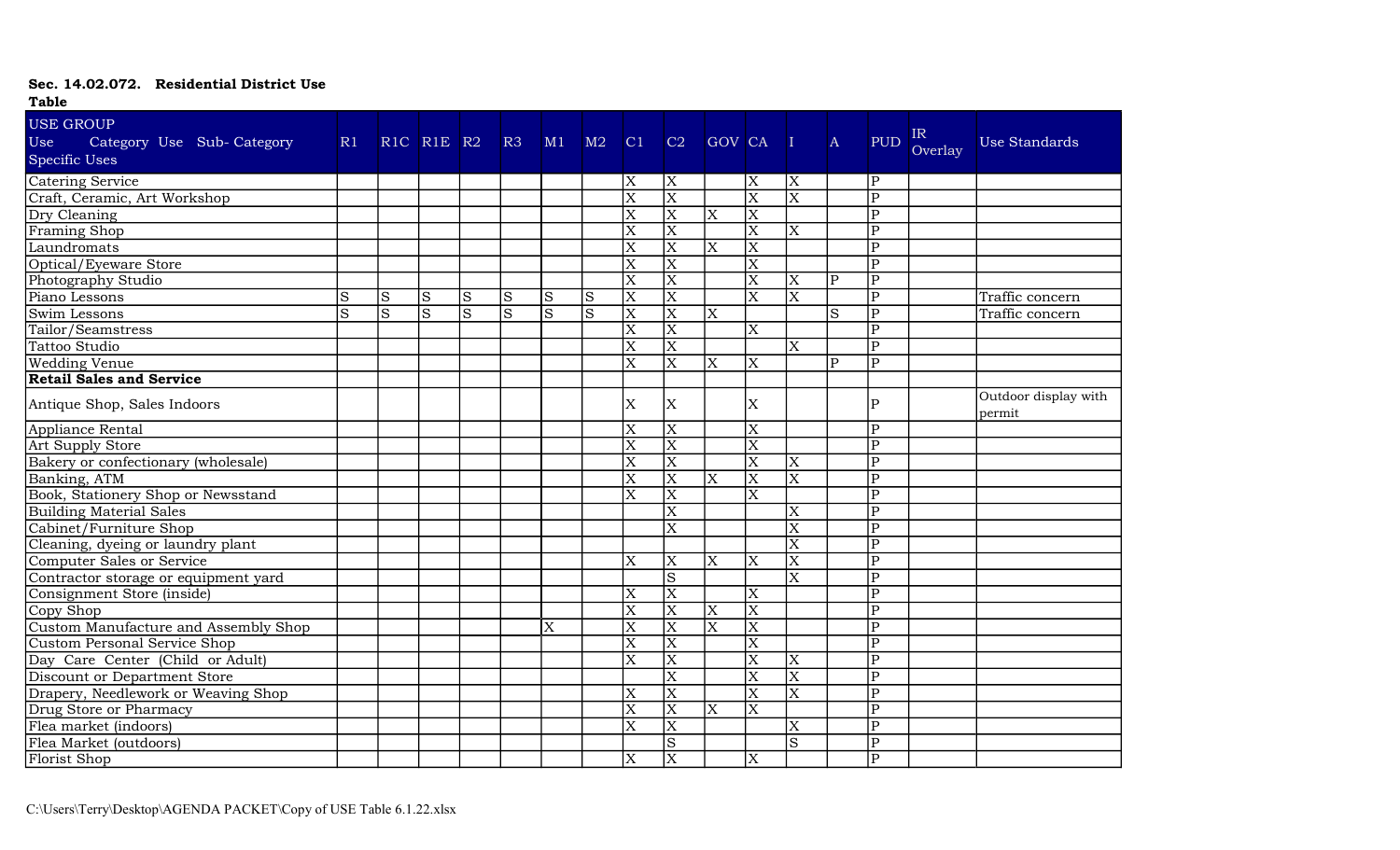**Sec. 14.02.072. Residential District Use Table**

| USE GROUP<br>Use Category Use Sub- Category<br>Specific Uses | R1 | R1C | R1E | R2 | R3 | M1 | M2 | C1 | C2 | GOV | CA | I | A | PUD | IR Overlay | Use Standards |
|---|---|---|---|---|---|---|---|---|---|---|---|---|---|---|---|---|
| Catering Service | | | | | | | | X | X | | X | X | | P | | |
| Craft, Ceramic, Art Workshop | | | | | | | | X | X | | X | X | | P | | |
| Dry Cleaning | | | | | | | | X | X | X | X | | | P | | |
| Framing Shop | | | | | | | | X | X | | X | X | | P | | |
| Laundromats | | | | | | | | X | X | X | X | | | P | | |
| Optical/Eyeware Store | | | | | | | | X | X | | X | | | P | | |
| Photography Studio | | | | | | | | X | X | | X | X | P | P | | |
| Piano Lessons | S | S | S | S | S | S | S | X | X | | X | X | | P | | Traffic concern |
| Swim Lessons | S | S | S | S | S | S | S | X | X | X | | | S | P | | Traffic concern |
| Tailor/Seamstress | | | | | | | | X | X | | X | | | P | | |
| Tattoo Studio | | | | | | | | X | X | | | X | | P | | |
| Wedding Venue | | | | | | | | X | X | X | X | | P | P | | |
| **Retail Sales and Service** | | | | | | | | | | | | | | | | |
| Antique Shop, Sales Indoors | | | | | | | | X | X | | X | | | P | | Outdoor display with permit |
| Appliance Rental | | | | | | | | X | X | | X | | | P | | |
| Art Supply Store | | | | | | | | X | X | | X | | | P | | |
| Bakery or confectionary (wholesale) | | | | | | | | X | X | | X | X | | P | | |
| Banking, ATM | | | | | | | | X | X | X | X | X | | P | | |
| Book, Stationery Shop or Newsstand | | | | | | | | X | X | | X | | | P | | |
| Building Material Sales | | | | | | | | | X | | | X | | P | | |
| Cabinet/Furniture Shop | | | | | | | | | X | | | X | | P | | |
| Cleaning, dyeing or laundry plant | | | | | | | | | | | | X | | P | | |
| Computer Sales or Service | | | | | | | | X | X | X | X | X | | P | | |
| Contractor storage or equipment yard | | | | | | | | | S | | | X | | P | | |
| Consignment Store (inside) | | | | | | | | X | X | | X | | | P | | |
| Copy Shop | | | | | | | | X | X | X | X | | | P | | |
| Custom Manufacture and Assembly Shop | | | | | | X | | X | X | X | X | | | P | | |
| Custom Personal Service Shop | | | | | | | | X | X | | X | | | P | | |
| Day Care Center (Child or Adult) | | | | | | | | X | X | | X | X | | P | | |
| Discount or Department Store | | | | | | | | | X | | X | X | | P | | |
| Drapery, Needlework or Weaving Shop | | | | | | | | X | X | | X | X | | P | | |
| Drug Store or Pharmacy | | | | | | | | X | X | X | X | | | P | | |
| Flea market (indoors) | | | | | | | | X | X | | | X | | P | | |
| Flea Market (outdoors) | | | | | | | | | S | | | S | | P | | |
| Florist Shop | | | | | | | | X | X | | X | | | P | | |

C:\Users\Terry\Desktop\AGENDA PACKET\Copy of USE Table 6.1.22.xlsx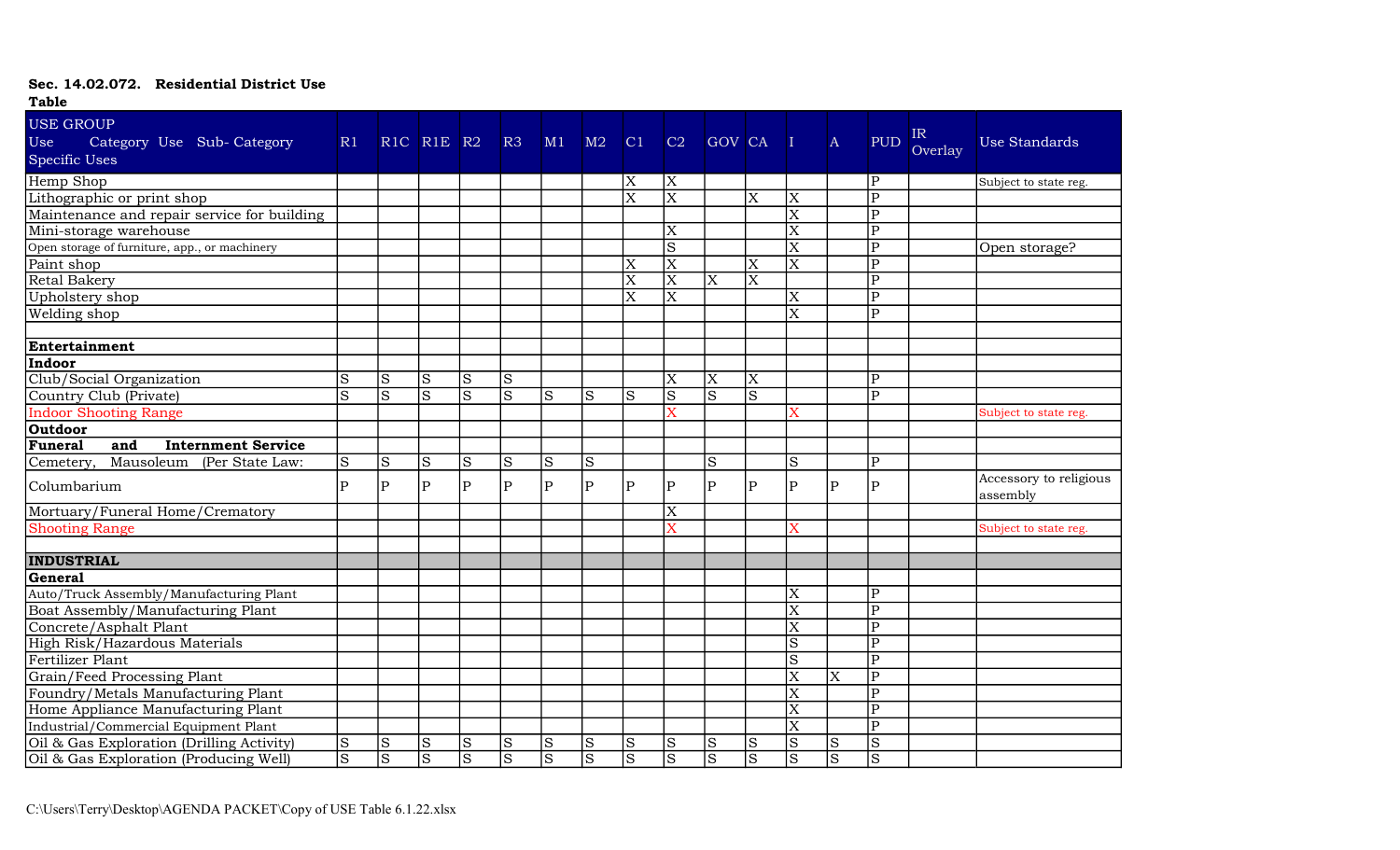**Sec. 14.02.072. Residential District Use Table**

| USE GROUP<br>Use Category Use Sub- Category<br>Specific Uses | R1 | R1C | R1E | R2 | R3 | M1 | M2 | C1 | C2 | GOV | CA | I | A | PUD | IR Overlay | Use Standards |
|---|---|---|---|---|---|---|---|---|---|---|---|---|---|---|---|---|
| Hemp Shop | | | | | | | | X | X | | | | | P | | Subject to state reg. |
| Lithographic or print shop | | | | | | | | X | X | | X | X | | P | | |
| Maintenance and repair service for building | | | | | | | | | | | | X | | P | | |
| Mini-storage warehouse | | | | | | | | | X | | | X | | P | | |
| Open storage of furniture, app., or machinery | | | | | | | | | S | | | X | | P | | Open storage? |
| Paint shop | | | | | | | | X | X | | X | X | | P | | |
| Retal Bakery | | | | | | | | X | X | X | X | | | P | | |
| Upholstery shop | | | | | | | | X | X | | | X | | P | | |
| Welding shop | | | | | | | | | | | | X | | P | | |
| | | | | | | | | | | | | | | | | |
| **Entertainment** | | | | | | | | | | | | | | | | |
| **Indoor** | | | | | | | | | | | | | | | | |
| Club/Social Organization | S | S | S | S | S | | | | X | X | X | | | P | | |
| Country Club (Private) | S | S | S | S | S | S | S | S | S | S | S | | | P | | |
| Indoor Shooting Range | | | | | | | | | X | | | X | | | | Subject to state reg. |
| **Outdoor** | | | | | | | | | | | | | | | | |
| **Funeral and Internment Service** | | | | | | | | | | | | | | | | |
| Cemetery, Mausoleum (Per State Law: | S | S | S | S | S | S | S | | | S | | S | | P | | |
| Columbarium | P | P | P | P | P | P | P | P | P | P | P | P | P | P | | Accessory to religious assembly |
| Mortuary/Funeral Home/Crematory | | | | | | | | | X | | | | | | | |
| Shooting Range | | | | | | | | | X | | | X | | | | Subject to state reg. |
| | | | | | | | | | | | | | | | | |
| **INDUSTRIAL** | | | | | | | | | | | | | | | | |
| **General** | | | | | | | | | | | | | | | | |
| Auto/Truck Assembly/Manufacturing Plant | | | | | | | | | | | | X | | P | | |
| Boat Assembly/Manufacturing Plant | | | | | | | | | | | | X | | P | | |
| Concrete/Asphalt Plant | | | | | | | | | | | | X | | P | | |
| High Risk/Hazardous Materials | | | | | | | | | | | | S | | P | | |
| Fertilizer Plant | | | | | | | | | | | | S | | P | | |
| Grain/Feed Processing Plant | | | | | | | | | | | | X | X | P | | |
| Foundry/Metals Manufacturing Plant | | | | | | | | | | | | X | | P | | |
| Home Appliance Manufacturing Plant | | | | | | | | | | | | X | | P | | |
| Industrial/Commercial Equipment Plant | | | | | | | | | | | | X | | P | | |
| Oil & Gas Exploration (Drilling Activity) | S | S | S | S | S | S | S | S | S | S | S | S | S | S | | |
| Oil & Gas Exploration (Producing Well) | S | S | S | S | S | S | S | S | S | S | S | S | S | S | | |

C:\Users\Terry\Desktop\AGENDA PACKET\Copy of USE Table 6.1.22.xlsx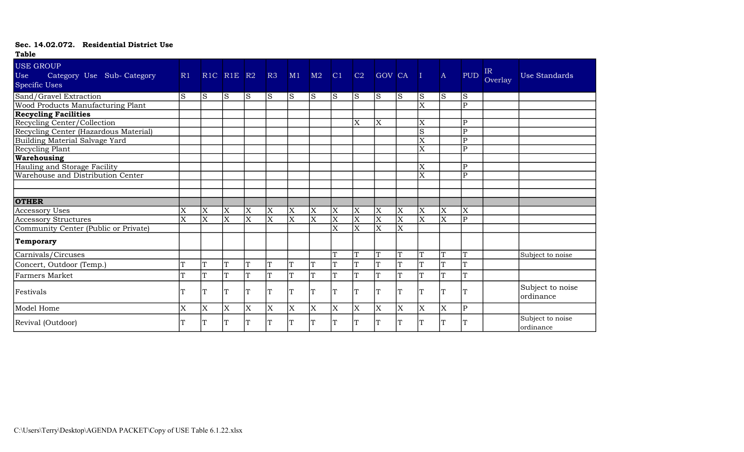**Sec. 14.02.072. Residential District Use Table**

| USE GROUP<br>Use Category Use Sub- Category<br>Specific Uses | R1 | R1C | R1E | R2 | R3 | M1 | M2 | C1 | C2 | GOV | CA | I | A | PUD | IR Overlay | Use Standards |
|---|---|---|---|---|---|---|---|---|---|---|---|---|---|---|---|---|
| Sand/Gravel Extraction | S | S | S | S | S | S | S | S | S | S | S | S | S | S | | |
| Wood Products Manufacturing Plant | | | | | | | | | | | | X | | P | | |
| **Recycling Facilities** | | | | | | | | | | | | | | | | |
| Recycling Center/Collection | | | | | | | | | X | X | | X | | P | | |
| Recycling Center (Hazardous Material) | | | | | | | | | | | | S | | P | | |
| Building Material Salvage Yard | | | | | | | | | | | | X | | P | | |
| Recycling Plant | | | | | | | | | | | | X | | P | | |
| **Warehousing** | | | | | | | | | | | | | | | | |
| Hauling and Storage Facility | | | | | | | | | | | | X | | P | | |
| Warehouse and Distribution Center | | | | | | | | | | | | X | | P | | |
| | | | | | | | | | | | | | | | | |
| | | | | | | | | | | | | | | | | |
| **OTHER** | | | | | | | | | | | | | | | | |
| Accessory Uses | X | X | X | X | X | X | X | X | X | X | X | X | X | X | | |
| Accessory Structures | X | X | X | X | X | X | X | X | X | X | X | X | X | P | | |
| Community Center (Public or Private) | | | | | | | | X | X | X | X | | | | | |
| **Temporary** | | | | | | | | | | | | | | | | |
| Carnivals/Circuses | | | | | | | | T | T | T | T | T | T | T | | Subject to noise |
| Concert, Outdoor (Temp.) | T | T | T | T | T | T | T | T | T | T | T | T | T | T | | |
| Farmers Market | T | T | T | T | T | T | T | T | T | T | T | T | T | T | | |
| Festivals | T | T | T | T | T | T | T | T | T | T | T | T | T | T | | Subject to noise ordinance |
| Model Home | X | X | X | X | X | X | X | X | X | X | X | X | X | P | | |
| Revival (Outdoor) | T | T | T | T | T | T | T | T | T | T | T | T | T | T | | Subject to noise ordinance |

C:\Users\Terry\Desktop\AGENDA PACKET\Copy of USE Table 6.1.22.xlsx